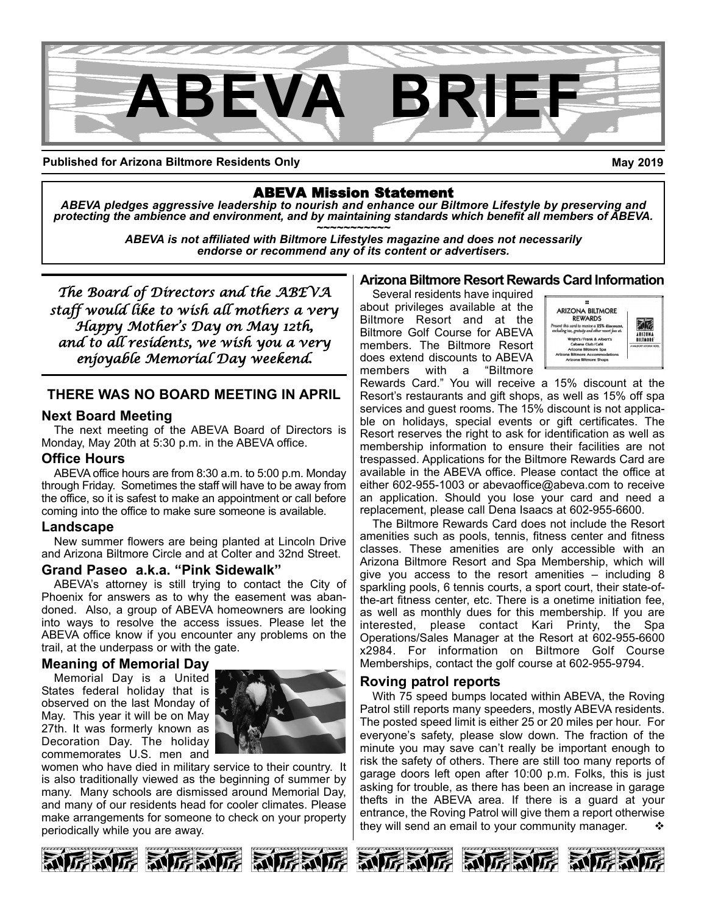# ABEVA BRIEF

**Published for Arizona Biltmore Residents Only** **May 2019**

**ABEVA Mission Statement**

***ABEVA pledges aggressive leadership to nourish and enhance our Biltmore Lifestyle by preserving and protecting the ambience and environment, and by maintaining standards which benefit all members of ABEVA.***

~~~~~~~~~~~

***ABEVA is not affiliated with Biltmore Lifestyles magazine and does not necessarily endorse or recommend any of its content or advertisers.***

*The Board of Directors and the ABEVA staff would like to wish all mothers a very Happy Mother's Day on May 12th, and to all residents, we wish you a very enjoyable Memorial Day weekend.*

## THERE WAS NO BOARD MEETING IN APRIL

### Next Board Meeting

The next meeting of the ABEVA Board of Directors is Monday, May 20th at 5:30 p.m. in the ABEVA office.

### Office Hours

ABEVA office hours are from 8:30 a.m. to 5:00 p.m. Monday through Friday. Sometimes the staff will have to be away from the office, so it is safest to make an appointment or call before coming into the office to make sure someone is available.

### Landscape

New summer flowers are being planted at Lincoln Drive and Arizona Biltmore Circle and at Colter and 32nd Street.

### Grand Paseo a.k.a. "Pink Sidewalk"

ABEVA's attorney is still trying to contact the City of Phoenix for answers as to why the easement was abandoned. Also, a group of ABEVA homeowners are looking into ways to resolve the access issues. Please let the ABEVA office know if you encounter any problems on the trail, at the underpass or with the gate.

### Meaning of Memorial Day

Memorial Day is a United States federal holiday that is observed on the last Monday of May. This year it will be on May 27th. It was formerly known as Decoration Day. The holiday commemorates U.S. men and women who have died in military service to their country. It is also traditionally viewed as the beginning of summer by many. Many schools are dismissed around Memorial Day, and many of our residents head for cooler climates. Please make arrangements for someone to check on your property periodically while you are away.

### Arizona Biltmore Resort Rewards Card Information

Several residents have inquired about privileges available at the Biltmore Resort and at the Biltmore Golf Course for ABEVA members. The Biltmore Resort does extend discounts to ABEVA members with a "Biltmore Rewards Card." You will receive a 15% discount at the Resort's restaurants and gift shops, as well as 15% off spa services and guest rooms. The 15% discount is not applicable on holidays, special events or gift certificates. The Resort reserves the right to ask for identification as well as membership information to ensure their facilities are not trespassed. Applications for the Biltmore Rewards Card are available in the ABEVA office. Please contact the office at either 602-955-1003 or abevaoffice@abeva.com to receive an application. Should you lose your card and need a replacement, please call Dena Isaacs at 602-955-6600.

The Biltmore Rewards Card does not include the Resort amenities such as pools, tennis, fitness center and fitness classes. These amenities are only accessible with an Arizona Biltmore Resort and Spa Membership, which will give you access to the resort amenities – including 8 sparkling pools, 6 tennis courts, a sport court, their state-of-the-art fitness center, etc. There is a onetime initiation fee, as well as monthly dues for this membership. If you are interested, please contact Kari Printy, the Spa Operations/Sales Manager at the Resort at 602-955-6600 x2984. For information on Biltmore Golf Course Memberships, contact the golf course at 602-955-9794.

### Roving patrol reports

With 75 speed bumps located within ABEVA, the Roving Patrol still reports many speeders, mostly ABEVA residents. The posted speed limit is either 25 or 20 miles per hour. For everyone's safety, please slow down. The fraction of the minute you may save can't really be important enough to risk the safety of others. There are still too many reports of garage doors left open after 10:00 p.m. Folks, this is just asking for trouble, as there has been an increase in garage thefts in the ABEVA area. If there is a guard at your entrance, the Roving Patrol will give them a report otherwise they will send an email to your community manager. ❖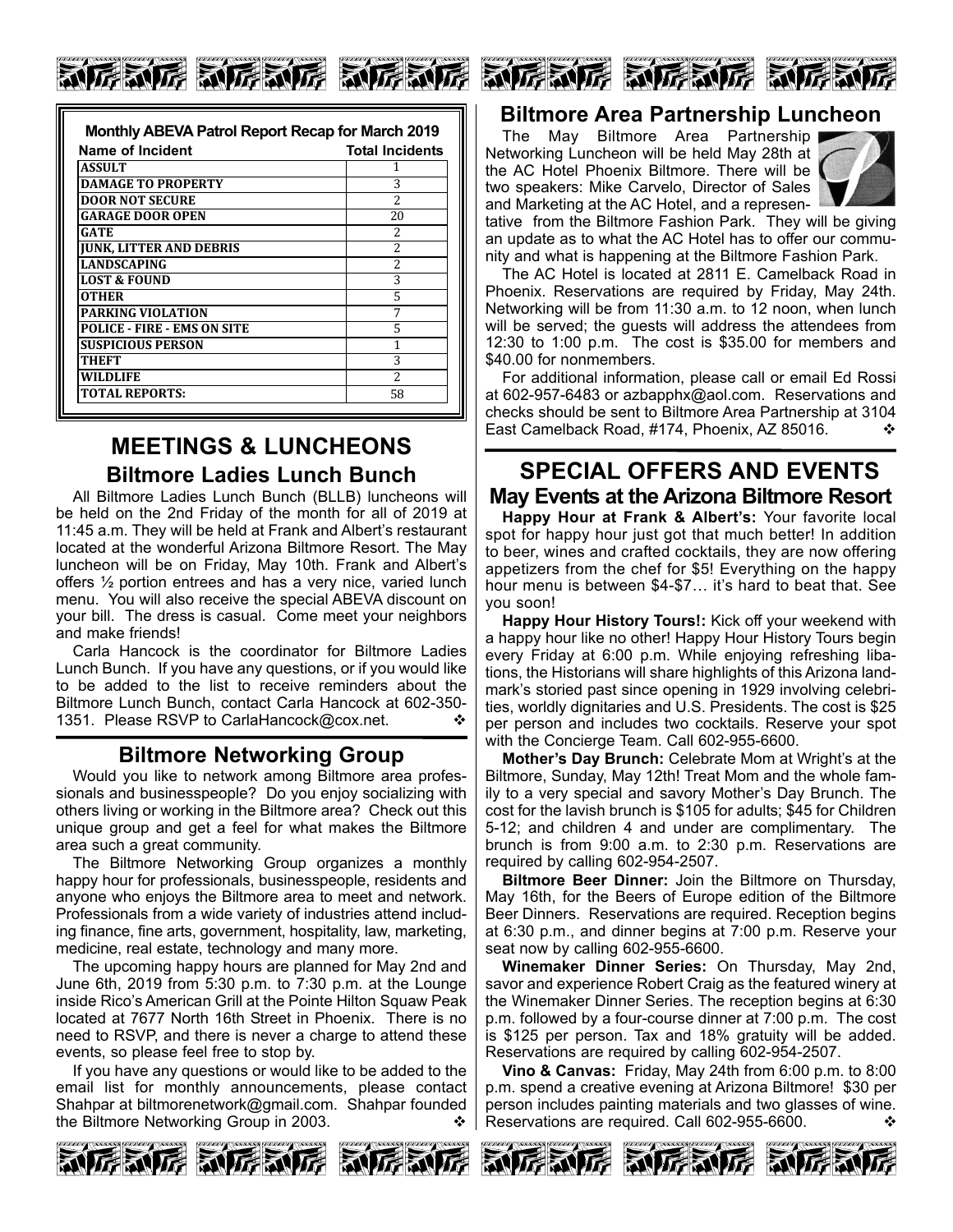| **Monthly ABEVA Patrol Report Recap for March 2019** | |
|---|---|
| **Name of Incident** | **Total Incidents** |
| ASSULT | 1 |
| DAMAGE TO PROPERTY | 3 |
| DOOR NOT SECURE | 2 |
| GARAGE DOOR OPEN | 20 |
| GATE | 2 |
| JUNK, LITTER AND DEBRIS | 2 |
| LANDSCAPING | 2 |
| LOST & FOUND | 3 |
| OTHER | 5 |
| PARKING VIOLATION | 7 |
| POLICE - FIRE - EMS ON SITE | 5 |
| SUSPICIOUS PERSON | 1 |
| THEFT | 3 |
| WILDLIFE | 2 |
| TOTAL REPORTS: | 58 |

# MEETINGS & LUNCHEONS

## Biltmore Ladies Lunch Bunch

All Biltmore Ladies Lunch Bunch (BLLB) luncheons will be held on the 2nd Friday of the month for all of 2019 at 11:45 a.m. They will be held at Frank and Albert's restaurant located at the wonderful Arizona Biltmore Resort. The May luncheon will be on Friday, May 10th. Frank and Albert's offers ½ portion entrees and has a very nice, varied lunch menu. You will also receive the special ABEVA discount on your bill. The dress is casual. Come meet your neighbors and make friends!

Carla Hancock is the coordinator for Biltmore Ladies Lunch Bunch. If you have any questions, or if you would like to be added to the list to receive reminders about the Biltmore Lunch Bunch, contact Carla Hancock at 602-350-1351. Please RSVP to CarlaHancock@cox.net. ❖

## Biltmore Networking Group

Would you like to network among Biltmore area professionals and businesspeople? Do you enjoy socializing with others living or working in the Biltmore area? Check out this unique group and get a feel for what makes the Biltmore area such a great community.

The Biltmore Networking Group organizes a monthly happy hour for professionals, businesspeople, residents and anyone who enjoys the Biltmore area to meet and network. Professionals from a wide variety of industries attend including finance, fine arts, government, hospitality, law, marketing, medicine, real estate, technology and many more.

The upcoming happy hours are planned for May 2nd and June 6th, 2019 from 5:30 p.m. to 7:30 p.m. at the Lounge inside Rico's American Grill at the Pointe Hilton Squaw Peak located at 7677 North 16th Street in Phoenix. There is no need to RSVP, and there is never a charge to attend these events, so please feel free to stop by.

If you have any questions or would like to be added to the email list for monthly announcements, please contact Shahpar at biltmorenetwork@gmail.com. Shahpar founded the Biltmore Networking Group in 2003. ❖

## Biltmore Area Partnership Luncheon

The May Biltmore Area Partnership Networking Luncheon will be held May 28th at the AC Hotel Phoenix Biltmore. There will be two speakers: Mike Carvelo, Director of Sales and Marketing at the AC Hotel, and a representative from the Biltmore Fashion Park. They will be giving an update as to what the AC Hotel has to offer our community and what is happening at the Biltmore Fashion Park.

The AC Hotel is located at 2811 E. Camelback Road in Phoenix. Reservations are required by Friday, May 24th. Networking will be from 11:30 a.m. to 12 noon, when lunch will be served; the guests will address the attendees from 12:30 to 1:00 p.m. The cost is $35.00 for members and $40.00 for nonmembers.

For additional information, please call or email Ed Rossi at 602-957-6483 or azbapphx@aol.com. Reservations and checks should be sent to Biltmore Area Partnership at 3104 East Camelback Road, #174, Phoenix, AZ 85016. ❖

# SPECIAL OFFERS AND EVENTS

## May Events at the Arizona Biltmore Resort

**Happy Hour at Frank & Albert's:** Your favorite local spot for happy hour just got that much better! In addition to beer, wines and crafted cocktails, they are now offering appetizers from the chef for $5! Everything on the happy hour menu is between $4-$7… it's hard to beat that. See you soon!

**Happy Hour History Tours!:** Kick off your weekend with a happy hour like no other! Happy Hour History Tours begin every Friday at 6:00 p.m. While enjoying refreshing libations, the Historians will share highlights of this Arizona landmark's storied past since opening in 1929 involving celebrities, worldly dignitaries and U.S. Presidents. The cost is $25 per person and includes two cocktails. Reserve your spot with the Concierge Team. Call 602-955-6600.

**Mother's Day Brunch:** Celebrate Mom at Wright's at the Biltmore, Sunday, May 12th! Treat Mom and the whole family to a very special and savory Mother's Day Brunch. The cost for the lavish brunch is $105 for adults; $45 for Children 5-12; and children 4 and under are complimentary. The brunch is from 9:00 a.m. to 2:30 p.m. Reservations are required by calling 602-954-2507.

**Biltmore Beer Dinner:** Join the Biltmore on Thursday, May 16th, for the Beers of Europe edition of the Biltmore Beer Dinners. Reservations are required. Reception begins at 6:30 p.m., and dinner begins at 7:00 p.m. Reserve your seat now by calling 602-955-6600.

**Winemaker Dinner Series:** On Thursday, May 2nd, savor and experience Robert Craig as the featured winery at the Winemaker Dinner Series. The reception begins at 6:30 p.m. followed by a four-course dinner at 7:00 p.m. The cost is $125 per person. Tax and 18% gratuity will be added. Reservations are required by calling 602-954-2507.

**Vino & Canvas:** Friday, May 24th from 6:00 p.m. to 8:00 p.m. spend a creative evening at Arizona Biltmore! $30 per person includes painting materials and two glasses of wine. Reservations are required. Call 602-955-6600. ❖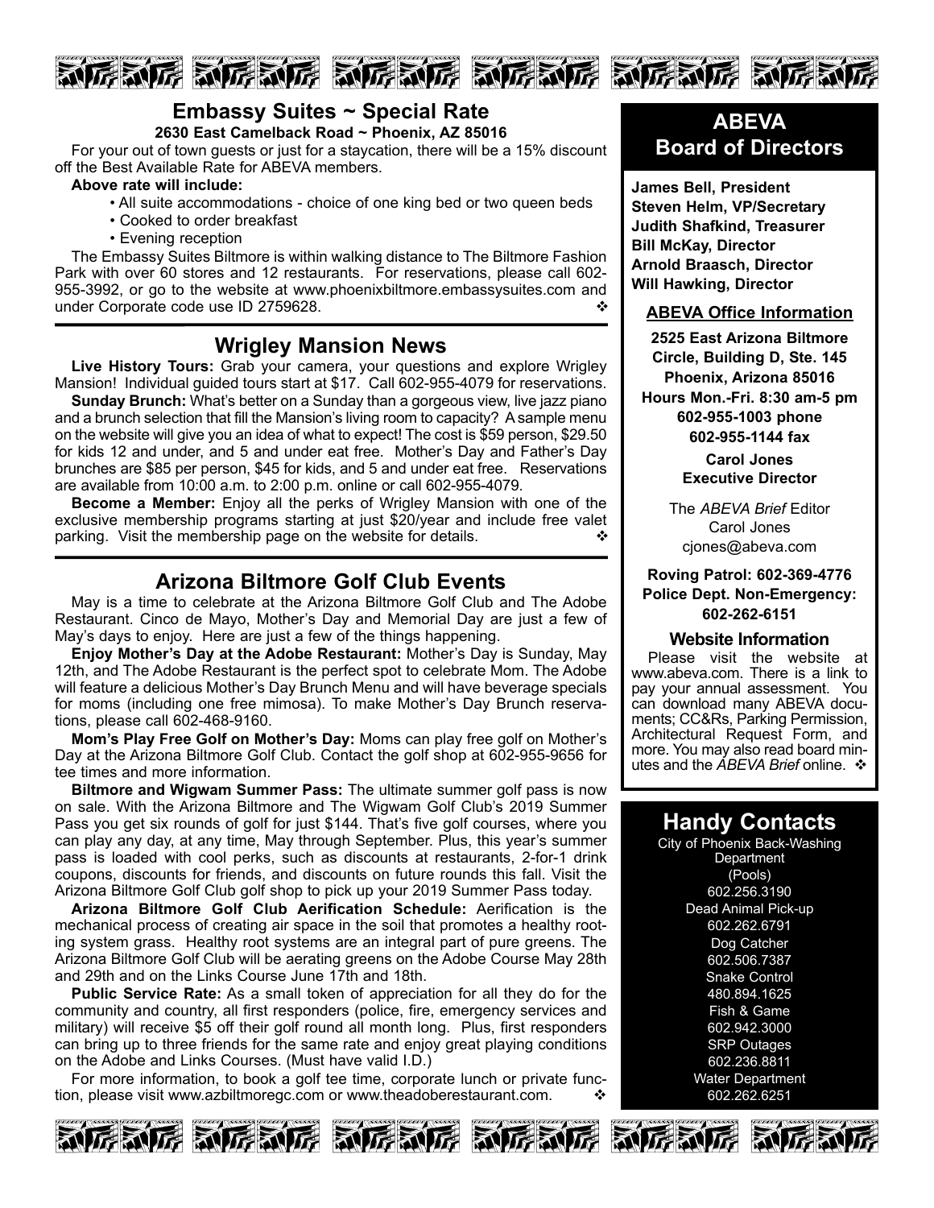## Embassy Suites ~ Special Rate

**2630 East Camelback Road ~ Phoenix, AZ 85016**

For your out of town guests or just for a staycation, there will be a 15% discount off the Best Available Rate for ABEVA members.

**Above rate will include:**

- All suite accommodations - choice of one king bed or two queen beds
- Cooked to order breakfast
- Evening reception

The Embassy Suites Biltmore is within walking distance to The Biltmore Fashion Park with over 60 stores and 12 restaurants. For reservations, please call 602-955-3992, or go to the website at www.phoenixbiltmore.embassysuites.com and under Corporate code use ID 2759628. ❖

## Wrigley Mansion News

**Live History Tours:** Grab your camera, your questions and explore Wrigley Mansion! Individual guided tours start at $17. Call 602-955-4079 for reservations.

**Sunday Brunch:** What's better on a Sunday than a gorgeous view, live jazz piano and a brunch selection that fill the Mansion's living room to capacity? A sample menu on the website will give you an idea of what to expect! The cost is $59 person, $29.50 for kids 12 and under, and 5 and under eat free. Mother's Day and Father's Day brunches are $85 per person, $45 for kids, and 5 and under eat free. Reservations are available from 10:00 a.m. to 2:00 p.m. online or call 602-955-4079.

**Become a Member:** Enjoy all the perks of Wrigley Mansion with one of the exclusive membership programs starting at just $20/year and include free valet parking. Visit the membership page on the website for details. ❖

## Arizona Biltmore Golf Club Events

May is a time to celebrate at the Arizona Biltmore Golf Club and The Adobe Restaurant. Cinco de Mayo, Mother's Day and Memorial Day are just a few of May's days to enjoy. Here are just a few of the things happening.

**Enjoy Mother's Day at the Adobe Restaurant:** Mother's Day is Sunday, May 12th, and The Adobe Restaurant is the perfect spot to celebrate Mom. The Adobe will feature a delicious Mother's Day Brunch Menu and will have beverage specials for moms (including one free mimosa). To make Mother's Day Brunch reservations, please call 602-468-9160.

**Mom's Play Free Golf on Mother's Day:** Moms can play free golf on Mother's Day at the Arizona Biltmore Golf Club. Contact the golf shop at 602-955-9656 for tee times and more information.

**Biltmore and Wigwam Summer Pass:** The ultimate summer golf pass is now on sale. With the Arizona Biltmore and The Wigwam Golf Club's 2019 Summer Pass you get six rounds of golf for just $144. That's five golf courses, where you can play any day, at any time, May through September. Plus, this year's summer pass is loaded with cool perks, such as discounts at restaurants, 2-for-1 drink coupons, discounts for friends, and discounts on future rounds this fall. Visit the Arizona Biltmore Golf Club golf shop to pick up your 2019 Summer Pass today.

**Arizona Biltmore Golf Club Aerification Schedule:** Aerification is the mechanical process of creating air space in the soil that promotes a healthy rooting system grass. Healthy root systems are an integral part of pure greens. The Arizona Biltmore Golf Club will be aerating greens on the Adobe Course May 28th and 29th and on the Links Course June 17th and 18th.

**Public Service Rate:** As a small token of appreciation for all they do for the community and country, all first responders (police, fire, emergency services and military) will receive $5 off their golf round all month long. Plus, first responders can bring up to three friends for the same rate and enjoy great playing conditions on the Adobe and Links Courses. (Must have valid I.D.)

For more information, to book a golf tee time, corporate lunch or private function, please visit www.azbiltmoregc.com or www.theadoberestaurant.com. ❖

## ABEVA Board of Directors

**James Bell, President**
**Steven Helm, VP/Secretary**
**Judith Shafkind, Treasurer**
**Bill McKay, Director**
**Arnold Braasch, Director**
**Will Hawking, Director**

### ABEVA Office Information

**2525 East Arizona Biltmore Circle, Building D, Ste. 145**
**Phoenix, Arizona 85016**
**Hours Mon.-Fri. 8:30 am-5 pm**
**602-955-1003 phone**
**602-955-1144 fax**

**Carol Jones**
**Executive Director**

The *ABEVA Brief* Editor
Carol Jones
cjones@abeva.com

**Roving Patrol: 602-369-4776**
**Police Dept. Non-Emergency: 602-262-6151**

### Website Information

Please visit the website at www.abeva.com. There is a link to pay your annual assessment. You can download many ABEVA documents; CC&Rs, Parking Permission, Architectural Request Form, and more. You may also read board minutes and the *ABEVA Brief* online. ❖

## Handy Contacts

City of Phoenix Back-Washing Department (Pools)
602.256.3190

Dead Animal Pick-up
602.262.6791

Dog Catcher
602.506.7387

Snake Control
480.894.1625

Fish & Game
602.942.3000

SRP Outages
602.236.8811

Water Department
602.262.6251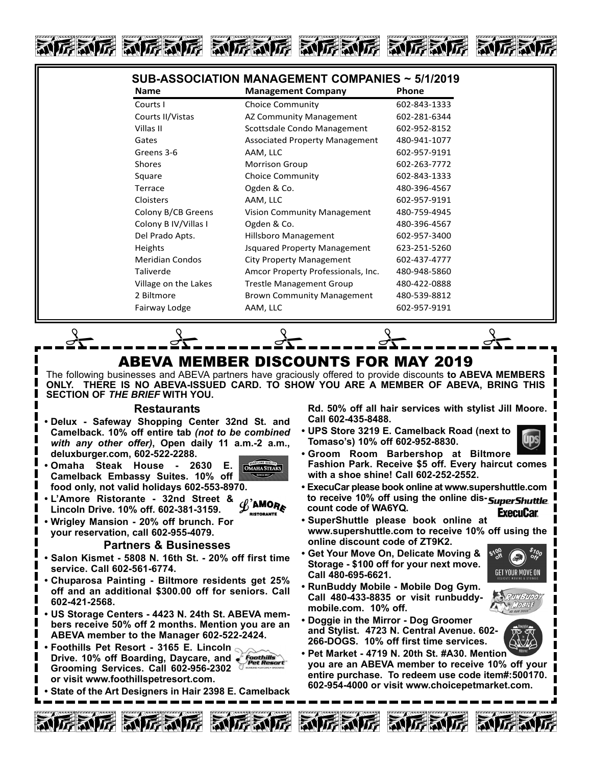## SUB-ASSOCIATION MANAGEMENT COMPANIES ~ 5/1/2019

| Name | Management Company | Phone |
|---|---|---|
| Courts I | Choice Community | 602-843-1333 |
| Courts II/Vistas | AZ Community Management | 602-281-6344 |
| Villas II | Scottsdale Condo Management | 602-952-8152 |
| Gates | Associated Property Management | 480-941-1077 |
| Greens 3-6 | AAM, LLC | 602-957-9191 |
| Shores | Morrison Group | 602-263-7772 |
| Square | Choice Community | 602-843-1333 |
| Terrace | Ogden & Co. | 480-396-4567 |
| Cloisters | AAM, LLC | 602-957-9191 |
| Colony B/CB Greens | Vision Community Management | 480-759-4945 |
| Colony B IV/Villas I | Ogden & Co. | 480-396-4567 |
| Del Prado Apts. | Hillsboro Management | 602-957-3400 |
| Heights | Jsquared Property Management | 623-251-5260 |
| Meridian Condos | City Property Management | 602-437-4777 |
| Taliverde | Amcor Property Professionals, Inc. | 480-948-5860 |
| Village on the Lakes | Trestle Management Group | 480-422-0888 |
| 2 Biltmore | Brown Community Management | 480-539-8812 |
| Fairway Lodge | AAM, LLC | 602-957-9191 |

## ABEVA MEMBER DISCOUNTS FOR MAY 2019

The following businesses and ABEVA partners have graciously offered to provide discounts **to ABEVA MEMBERS ONLY. THERE IS NO ABEVA-ISSUED CARD. TO SHOW YOU ARE A MEMBER OF ABEVA, BRING THIS SECTION OF *THE BRIEF* WITH YOU.**

### Restaurants

- **Delux - Safeway Shopping Center 32nd St. and Camelback. 10% off entire tab *(not to be combined with any other offer)*, Open daily 11 a.m.-2 a.m., deluxburger.com, 602-522-2288.**
- **Omaha Steak House - 2630 E. Camelback Embassy Suites. 10% off food only, not valid holidays 602-553-8970.**
- **L'Amore Ristorante - 32nd Street & Lincoln Drive. 10% off. 602-381-3159.**
- **Wrigley Mansion - 20% off brunch. For your reservation, call 602-955-4079.**

### Partners & Businesses

- **Salon Kismet - 5808 N. 16th St. - 20% off first time service. Call 602-561-6774.**
- **Chuparosa Painting - Biltmore residents get 25% off and an additional $300.00 off for seniors. Call 602-421-2568.**
- **US Storage Centers - 4423 N. 24th St. ABEVA members receive 50% off 2 months. Mention you are an ABEVA member to the Manager 602-522-2424.**
- **Foothills Pet Resort - 3165 E. Lincoln Drive. 10% off Boarding, Daycare, and Grooming Services. Call 602-956-2302 or visit www.foothillspetresort.com.**
- **State of the Art Designers in Hair 2398 E. Camelback Rd. 50% off all hair services with stylist Jill Moore. Call 602-435-8488.**
- **UPS Store 3219 E. Camelback Road (next to Tomaso's) 10% off 602-952-8830.**
- **Groom Room Barbershop at Biltmore Fashion Park. Receive $5 off. Every haircut comes with a shoe shine! Call 602-252-2552.**
- **ExecuCar please book online at www.supershuttle.com to receive 10% off using the online discount code of WA6YQ.**
- **SuperShuttle please book online at www.supershuttle.com to receive 10% off using the online discount code of ZT9K2.**
- **Get Your Move On, Delicate Moving & Storage - $100 off for your next move. Call 480-695-6621.**
- **RunBuddy Mobile - Mobile Dog Gym. Call 480-433-8835 or visit runbuddy-mobile.com. 10% off.**
- **Doggie in the Mirror - Dog Groomer and Stylist. 4723 N. Central Avenue. 602-266-DOGS. 10% off first time services.**
- **Pet Market - 4719 N. 20th St. #A30. Mention you are an ABEVA member to receive 10% off your entire purchase. To redeem use code item#:500170. 602-954-4000 or visit www.choicepetmarket.com.**